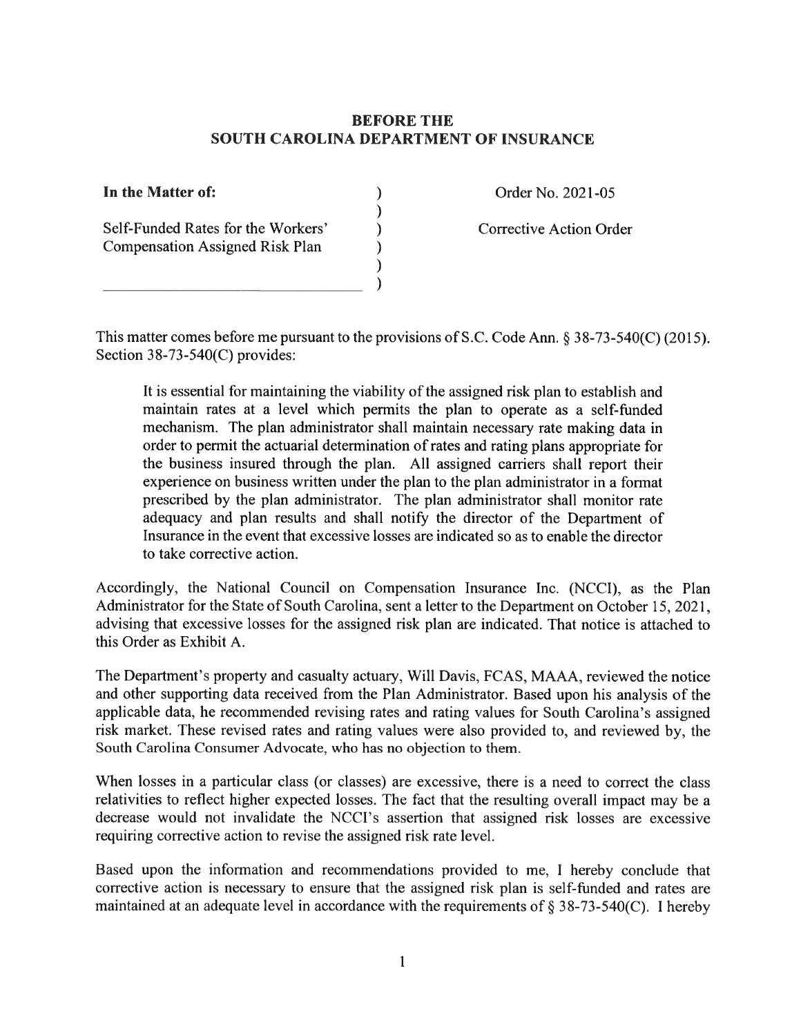**BEFORE THE**
**SOUTH CAROLINA DEPARTMENT OF INSURANCE**

| | | |
|---|---|---|
| **In the Matter of:** | ) | Order No. 2021-05 |
| | ) | |
| Self-Funded Rates for the Workers' | ) | Corrective Action Order |
| Compensation Assigned Risk Plan | ) | |
| | ) | |
| ______________________________ | ) | |

This matter comes before me pursuant to the provisions of S.C. Code Ann. § 38-73-540(C) (2015). Section 38-73-540(C) provides:

> It is essential for maintaining the viability of the assigned risk plan to establish and maintain rates at a level which permits the plan to operate as a self-funded mechanism. The plan administrator shall maintain necessary rate making data in order to permit the actuarial determination of rates and rating plans appropriate for the business insured through the plan. All assigned carriers shall report their experience on business written under the plan to the plan administrator in a format prescribed by the plan administrator. The plan administrator shall monitor rate adequacy and plan results and shall notify the director of the Department of Insurance in the event that excessive losses are indicated so as to enable the director to take corrective action.

Accordingly, the National Council on Compensation Insurance Inc. (NCCI), as the Plan Administrator for the State of South Carolina, sent a letter to the Department on October 15, 2021, advising that excessive losses for the assigned risk plan are indicated. That notice is attached to this Order as Exhibit A.

The Department's property and casualty actuary, Will Davis, FCAS, MAAA, reviewed the notice and other supporting data received from the Plan Administrator. Based upon his analysis of the applicable data, he recommended revising rates and rating values for South Carolina's assigned risk market. These revised rates and rating values were also provided to, and reviewed by, the South Carolina Consumer Advocate, who has no objection to them.

When losses in a particular class (or classes) are excessive, there is a need to correct the class relativities to reflect higher expected losses. The fact that the resulting overall impact may be a decrease would not invalidate the NCCI's assertion that assigned risk losses are excessive requiring corrective action to revise the assigned risk rate level.

Based upon the information and recommendations provided to me, I hereby conclude that corrective action is necessary to ensure that the assigned risk plan is self-funded and rates are maintained at an adequate level in accordance with the requirements of § 38-73-540(C). I hereby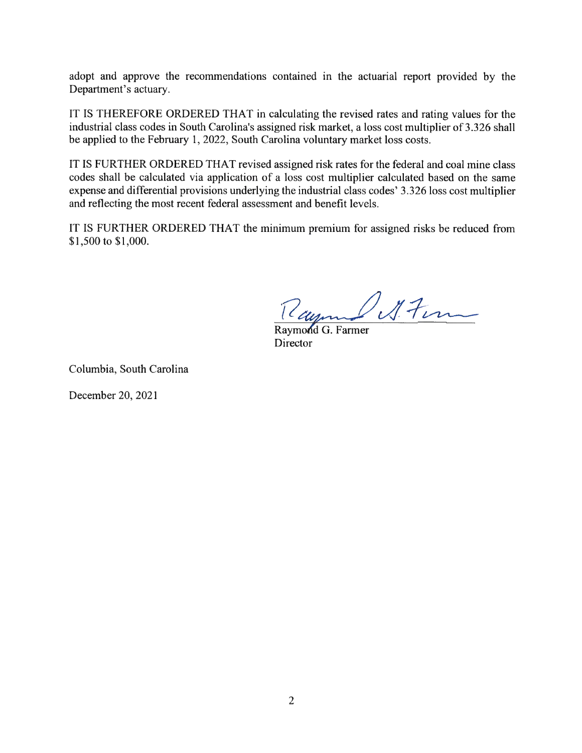adopt and approve the recommendations contained in the actuarial report provided by the Department's actuary.

IT IS THEREFORE ORDERED THAT in calculating the revised rates and rating values for the industrial class codes in South Carolina's assigned risk market, a loss cost multiplier of 3.326 shall be applied to the February 1, 2022, South Carolina voluntary market loss costs.

IT IS FURTHER ORDERED THAT revised assigned risk rates for the federal and coal mine class codes shall be calculated via application of a loss cost multiplier calculated based on the same expense and differential provisions underlying the industrial class codes' 3.326 loss cost multiplier and reflecting the most recent federal assessment and benefit levels.

IT IS FURTHER ORDERED THAT the minimum premium for assigned risks be reduced from $1,500 to $1,000.

Raymond G. Farmer
Director

Columbia, South Carolina

December 20, 2021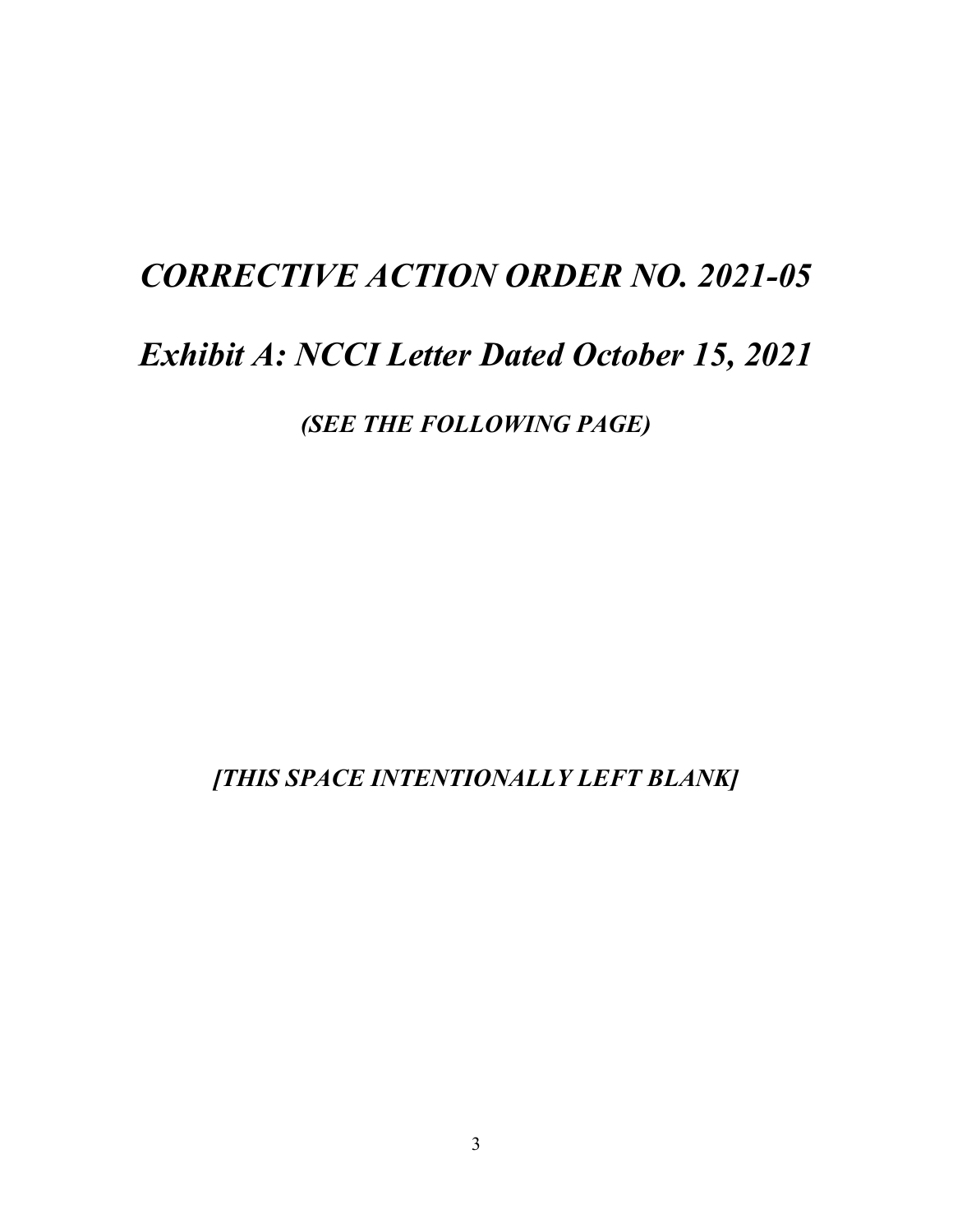# *CORRECTIVE ACTION ORDER NO. 2021-05*

# *Exhibit A: NCCI Letter Dated October 15, 2021*

***(SEE THE FOLLOWING PAGE)***

***[THIS SPACE INTENTIONALLY LEFT BLANK]***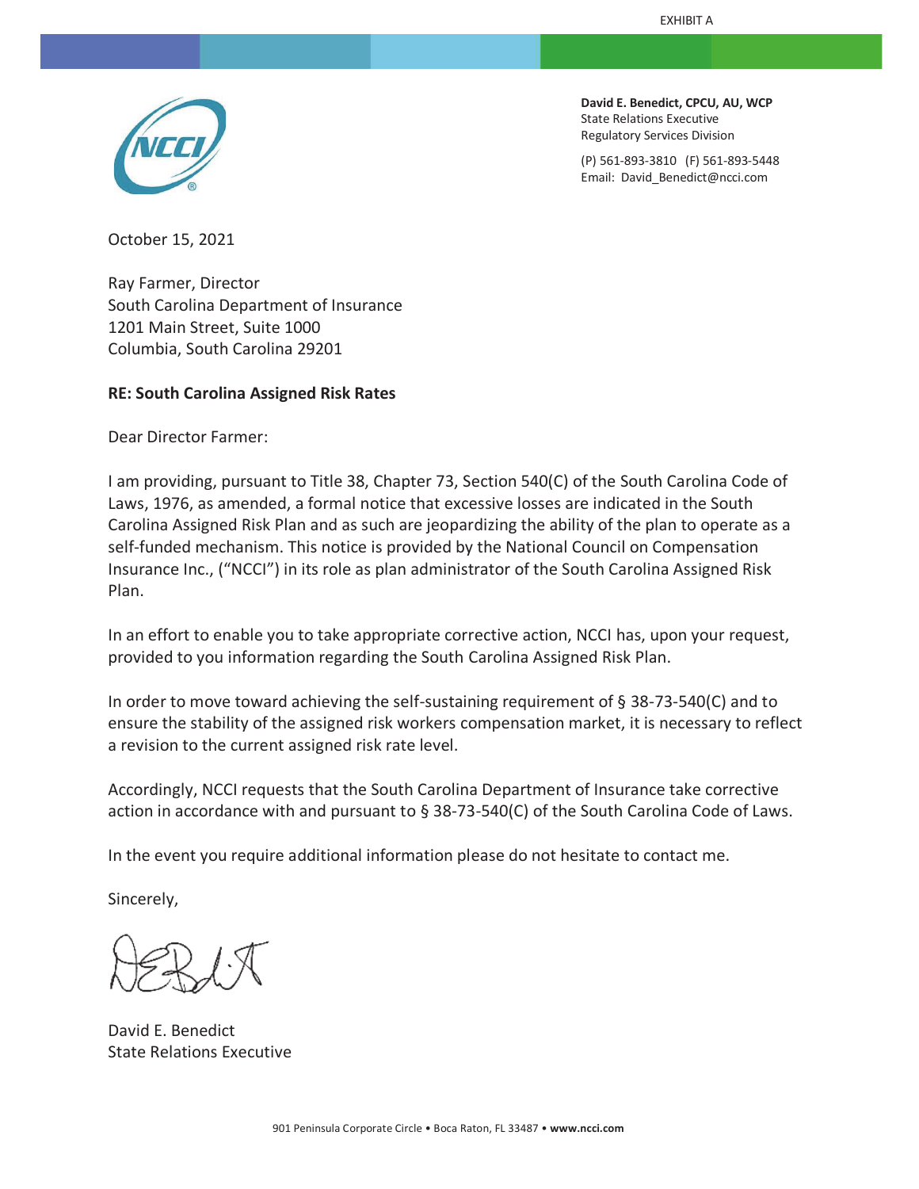EXHIBIT A

**David E. Benedict, CPCU, AU, WCP**
State Relations Executive
Regulatory Services Division

(P) 561-893-3810 (F) 561-893-5448
Email: David_Benedict@ncci.com

October 15, 2021

Ray Farmer, Director
South Carolina Department of Insurance
1201 Main Street, Suite 1000
Columbia, South Carolina 29201

**RE: South Carolina Assigned Risk Rates**

Dear Director Farmer:

I am providing, pursuant to Title 38, Chapter 73, Section 540(C) of the South Carolina Code of Laws, 1976, as amended, a formal notice that excessive losses are indicated in the South Carolina Assigned Risk Plan and as such are jeopardizing the ability of the plan to operate as a self-funded mechanism. This notice is provided by the National Council on Compensation Insurance Inc., ("NCCI") in its role as plan administrator of the South Carolina Assigned Risk Plan.

In an effort to enable you to take appropriate corrective action, NCCI has, upon your request, provided to you information regarding the South Carolina Assigned Risk Plan.

In order to move toward achieving the self-sustaining requirement of § 38-73-540(C) and to ensure the stability of the assigned risk workers compensation market, it is necessary to reflect a revision to the current assigned risk rate level.

Accordingly, NCCI requests that the South Carolina Department of Insurance take corrective action in accordance with and pursuant to § 38-73-540(C) of the South Carolina Code of Laws.

In the event you require additional information please do not hesitate to contact me.

Sincerely,

David E. Benedict
State Relations Executive

901 Peninsula Corporate Circle • Boca Raton, FL 33487 • **www.ncci.com**